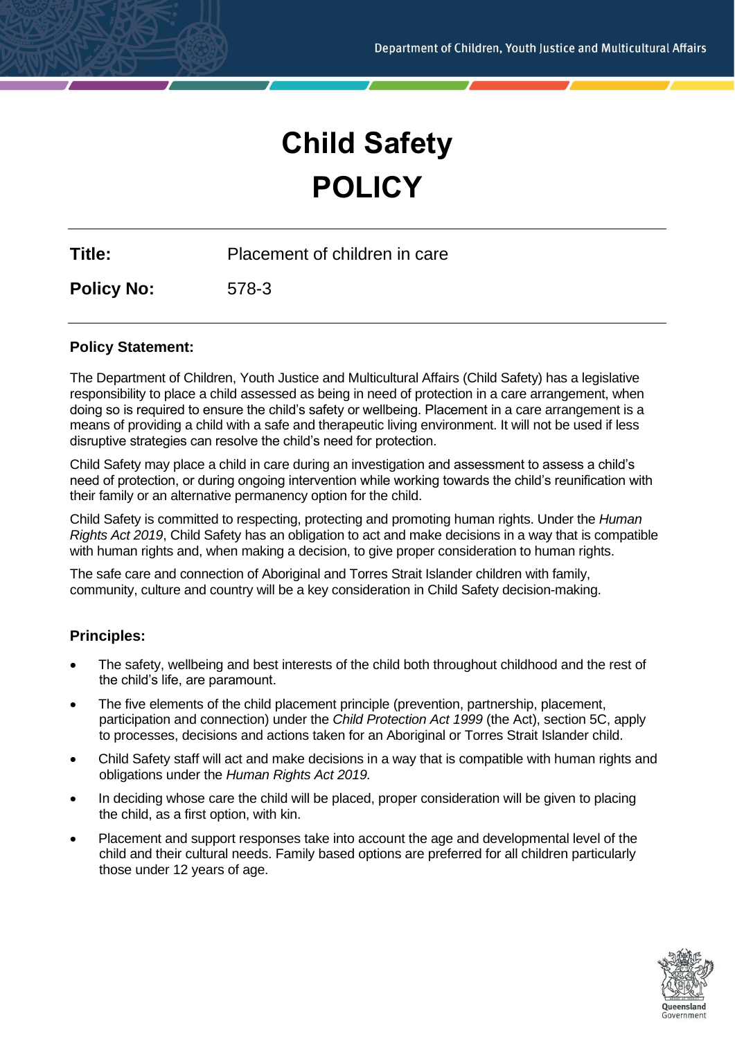# Child Safety POLICY

| | |
|---|---|
| **Title:** | Placement of children in care |
| **Policy No:** | 578-3 |

### Policy Statement:

The Department of Children, Youth Justice and Multicultural Affairs (Child Safety) has a legislative responsibility to place a child assessed as being in need of protection in a care arrangement, when doing so is required to ensure the child's safety or wellbeing. Placement in a care arrangement is a means of providing a child with a safe and therapeutic living environment. It will not be used if less disruptive strategies can resolve the child's need for protection.

Child Safety may place a child in care during an investigation and assessment to assess a child's need of protection, or during ongoing intervention while working towards the child's reunification with their family or an alternative permanency option for the child.

Child Safety is committed to respecting, protecting and promoting human rights. Under the *Human Rights Act 2019*, Child Safety has an obligation to act and make decisions in a way that is compatible with human rights and, when making a decision, to give proper consideration to human rights.

The safe care and connection of Aboriginal and Torres Strait Islander children with family, community, culture and country will be a key consideration in Child Safety decision-making.

### Principles:

- The safety, wellbeing and best interests of the child both throughout childhood and the rest of the child's life, are paramount.
- The five elements of the child placement principle (prevention, partnership, placement, participation and connection) under the *Child Protection Act 1999* (the Act), section 5C, apply to processes, decisions and actions taken for an Aboriginal or Torres Strait Islander child.
- Child Safety staff will act and make decisions in a way that is compatible with human rights and obligations under the *Human Rights Act 2019.*
- In deciding whose care the child will be placed, proper consideration will be given to placing the child, as a first option, with kin.
- Placement and support responses take into account the age and developmental level of the child and their cultural needs. Family based options are preferred for all children particularly those under 12 years of age.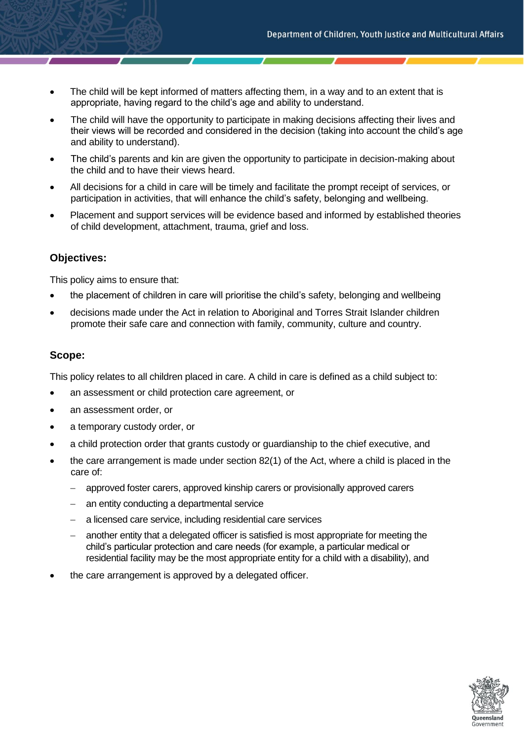- The child will be kept informed of matters affecting them, in a way and to an extent that is appropriate, having regard to the child's age and ability to understand.
- The child will have the opportunity to participate in making decisions affecting their lives and their views will be recorded and considered in the decision (taking into account the child's age and ability to understand).
- The child's parents and kin are given the opportunity to participate in decision-making about the child and to have their views heard.
- All decisions for a child in care will be timely and facilitate the prompt receipt of services, or participation in activities, that will enhance the child's safety, belonging and wellbeing.
- Placement and support services will be evidence based and informed by established theories of child development, attachment, trauma, grief and loss.

### Objectives:

This policy aims to ensure that:

- the placement of children in care will prioritise the child's safety, belonging and wellbeing
- decisions made under the Act in relation to Aboriginal and Torres Strait Islander children promote their safe care and connection with family, community, culture and country.

### Scope:

This policy relates to all children placed in care. A child in care is defined as a child subject to:

- an assessment or child protection care agreement, or
- an assessment order, or
- a temporary custody order, or
- a child protection order that grants custody or guardianship to the chief executive, and
- the care arrangement is made under section 82(1) of the Act, where a child is placed in the care of:
  - approved foster carers, approved kinship carers or provisionally approved carers
  - an entity conducting a departmental service
  - a licensed care service, including residential care services
  - another entity that a delegated officer is satisfied is most appropriate for meeting the child's particular protection and care needs (for example, a particular medical or residential facility may be the most appropriate entity for a child with a disability), and
- the care arrangement is approved by a delegated officer.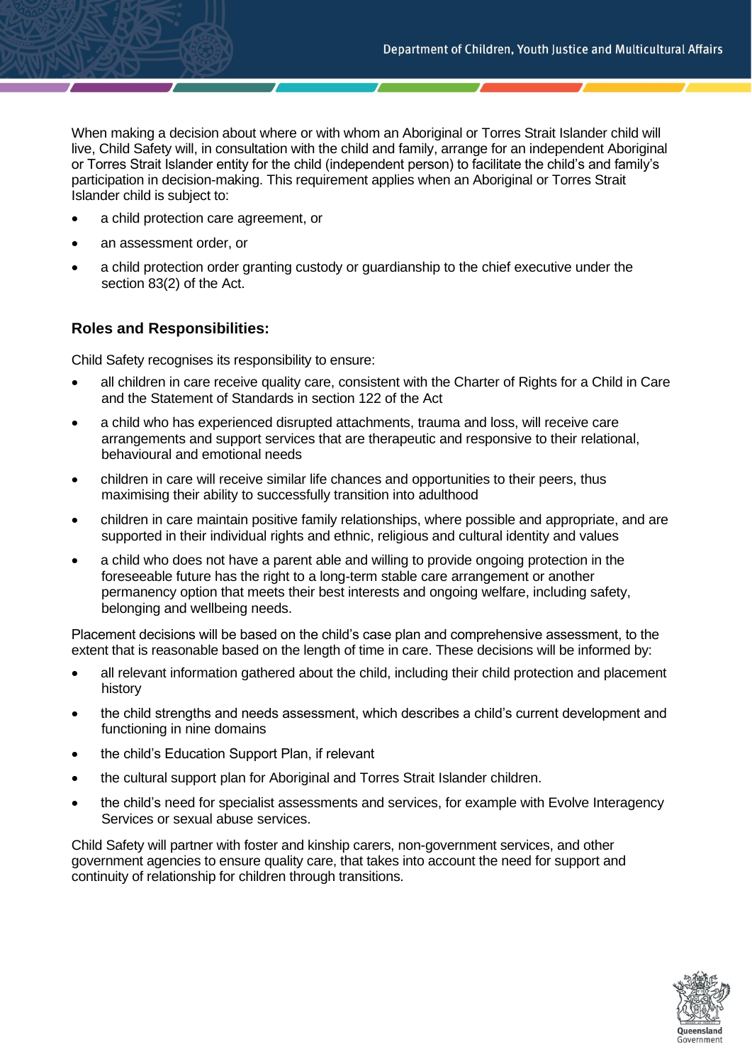When making a decision about where or with whom an Aboriginal or Torres Strait Islander child will live, Child Safety will, in consultation with the child and family, arrange for an independent Aboriginal or Torres Strait Islander entity for the child (independent person) to facilitate the child's and family's participation in decision-making. This requirement applies when an Aboriginal or Torres Strait Islander child is subject to:

- a child protection care agreement, or
- an assessment order, or
- a child protection order granting custody or guardianship to the chief executive under the section 83(2) of the Act.

### Roles and Responsibilities:

Child Safety recognises its responsibility to ensure:

- all children in care receive quality care, consistent with the Charter of Rights for a Child in Care and the Statement of Standards in section 122 of the Act
- a child who has experienced disrupted attachments, trauma and loss, will receive care arrangements and support services that are therapeutic and responsive to their relational, behavioural and emotional needs
- children in care will receive similar life chances and opportunities to their peers, thus maximising their ability to successfully transition into adulthood
- children in care maintain positive family relationships, where possible and appropriate, and are supported in their individual rights and ethnic, religious and cultural identity and values
- a child who does not have a parent able and willing to provide ongoing protection in the foreseeable future has the right to a long-term stable care arrangement or another permanency option that meets their best interests and ongoing welfare, including safety, belonging and wellbeing needs.

Placement decisions will be based on the child's case plan and comprehensive assessment, to the extent that is reasonable based on the length of time in care. These decisions will be informed by:

- all relevant information gathered about the child, including their child protection and placement history
- the child strengths and needs assessment, which describes a child's current development and functioning in nine domains
- the child's Education Support Plan, if relevant
- the cultural support plan for Aboriginal and Torres Strait Islander children.
- the child's need for specialist assessments and services, for example with Evolve Interagency Services or sexual abuse services.

Child Safety will partner with foster and kinship carers, non-government services, and other government agencies to ensure quality care, that takes into account the need for support and continuity of relationship for children through transitions.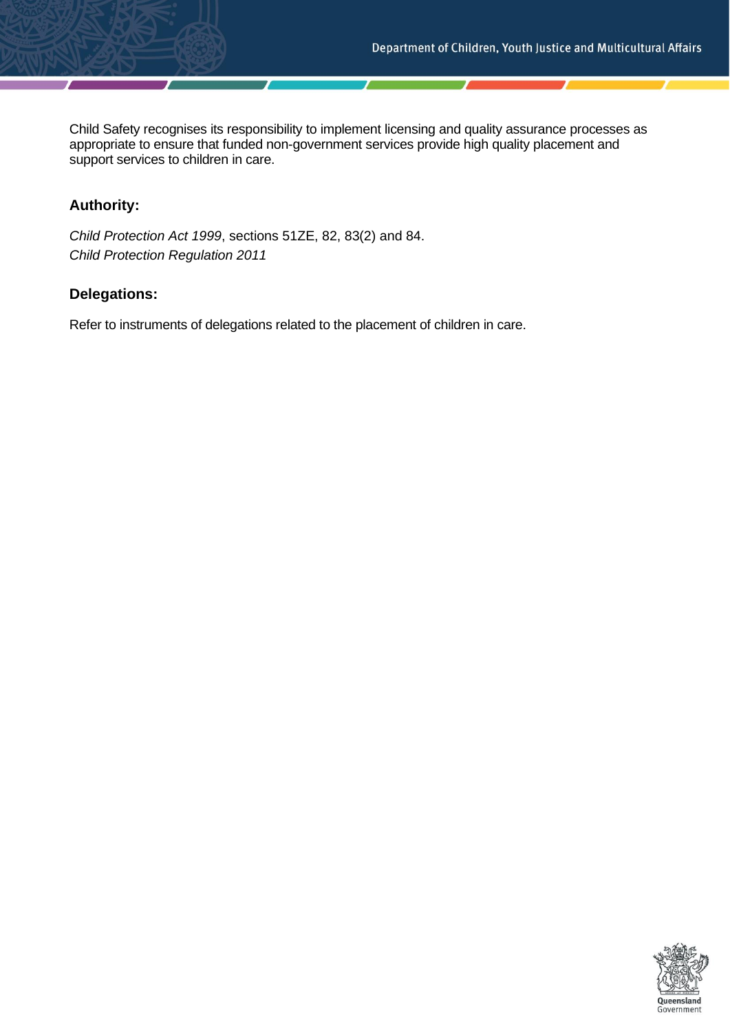Child Safety recognises its responsibility to implement licensing and quality assurance processes as appropriate to ensure that funded non-government services provide high quality placement and support services to children in care.

## Authority:

*Child Protection Act 1999*, sections 51ZE, 82, 83(2) and 84.
*Child Protection Regulation 2011*

## Delegations:

Refer to instruments of delegations related to the placement of children in care.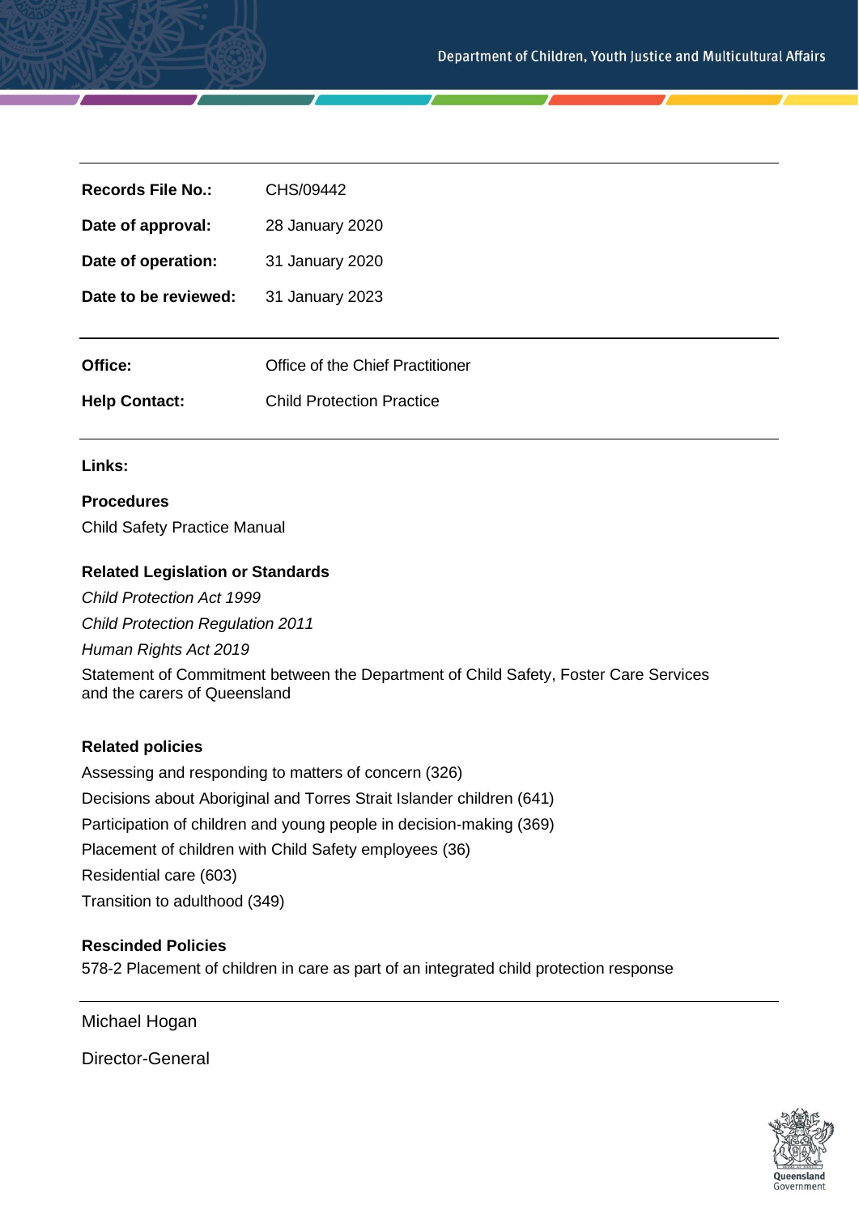| | |
|---|---|
| **Records File No.:** | CHS/09442 |
| **Date of approval:** | 28 January 2020 |
| **Date of operation:** | 31 January 2020 |
| **Date to be reviewed:** | 31 January 2023 |

| | |
|---|---|
| **Office:** | Office of the Chief Practitioner |
| **Help Contact:** | Child Protection Practice |

**Links:**

**Procedures**

Child Safety Practice Manual

**Related Legislation or Standards**

*Child Protection Act 1999*

*Child Protection Regulation 2011*

*Human Rights Act 2019*

Statement of Commitment between the Department of Child Safety, Foster Care Services and the carers of Queensland

**Related policies**

Assessing and responding to matters of concern (326)

Decisions about Aboriginal and Torres Strait Islander children (641)

Participation of children and young people in decision-making (369)

Placement of children with Child Safety employees (36)

Residential care (603)

Transition to adulthood (349)

**Rescinded Policies**

578-2 Placement of children in care as part of an integrated child protection response

Michael Hogan

Director-General